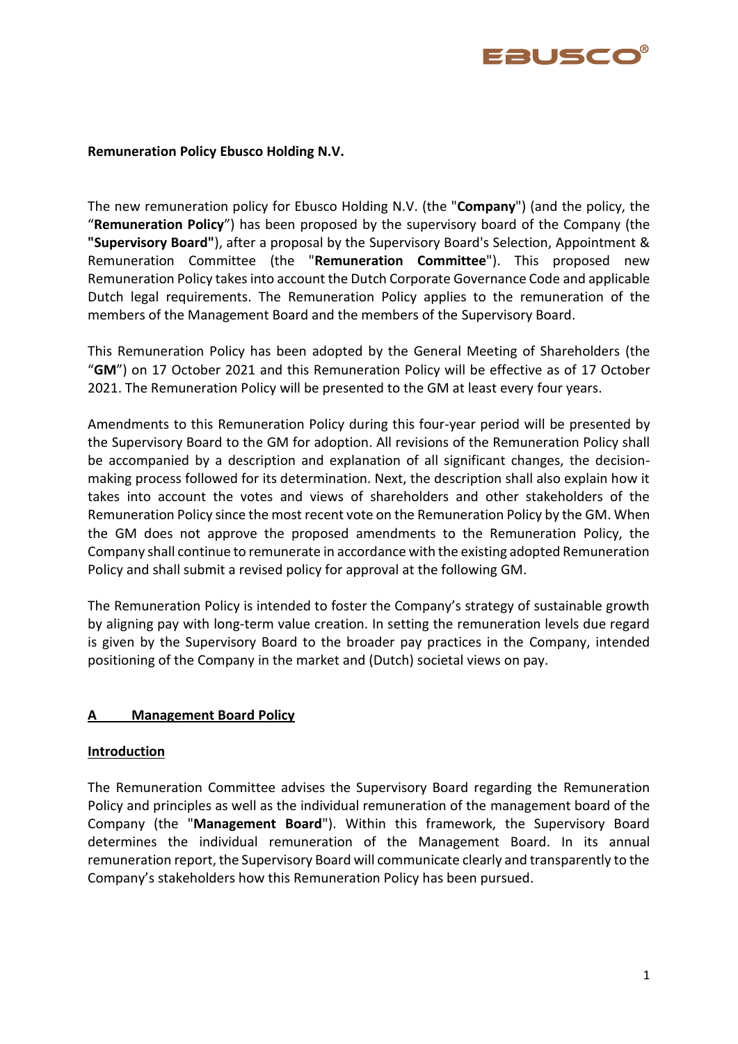**Remuneration Policy Ebusco Holding N.V.**

The new remuneration policy for Ebusco Holding N.V. (the "**Company**") (and the policy, the "**Remuneration Policy**") has been proposed by the supervisory board of the Company (the **"Supervisory Board"**), after a proposal by the Supervisory Board's Selection, Appointment & Remuneration Committee (the "**Remuneration Committee**"). This proposed new Remuneration Policy takes into account the Dutch Corporate Governance Code and applicable Dutch legal requirements. The Remuneration Policy applies to the remuneration of the members of the Management Board and the members of the Supervisory Board.

This Remuneration Policy has been adopted by the General Meeting of Shareholders (the "**GM**") on 17 October 2021 and this Remuneration Policy will be effective as of 17 October 2021. The Remuneration Policy will be presented to the GM at least every four years.

Amendments to this Remuneration Policy during this four-year period will be presented by the Supervisory Board to the GM for adoption. All revisions of the Remuneration Policy shall be accompanied by a description and explanation of all significant changes, the decision-making process followed for its determination. Next, the description shall also explain how it takes into account the votes and views of shareholders and other stakeholders of the Remuneration Policy since the most recent vote on the Remuneration Policy by the GM. When the GM does not approve the proposed amendments to the Remuneration Policy, the Company shall continue to remunerate in accordance with the existing adopted Remuneration Policy and shall submit a revised policy for approval at the following GM.

The Remuneration Policy is intended to foster the Company's strategy of sustainable growth by aligning pay with long-term value creation. In setting the remuneration levels due regard is given by the Supervisory Board to the broader pay practices in the Company, intended positioning of the Company in the market and (Dutch) societal views on pay.

## A Management Board Policy

### Introduction

The Remuneration Committee advises the Supervisory Board regarding the Remuneration Policy and principles as well as the individual remuneration of the management board of the Company (the "**Management Board**"). Within this framework, the Supervisory Board determines the individual remuneration of the Management Board. In its annual remuneration report, the Supervisory Board will communicate clearly and transparently to the Company's stakeholders how this Remuneration Policy has been pursued.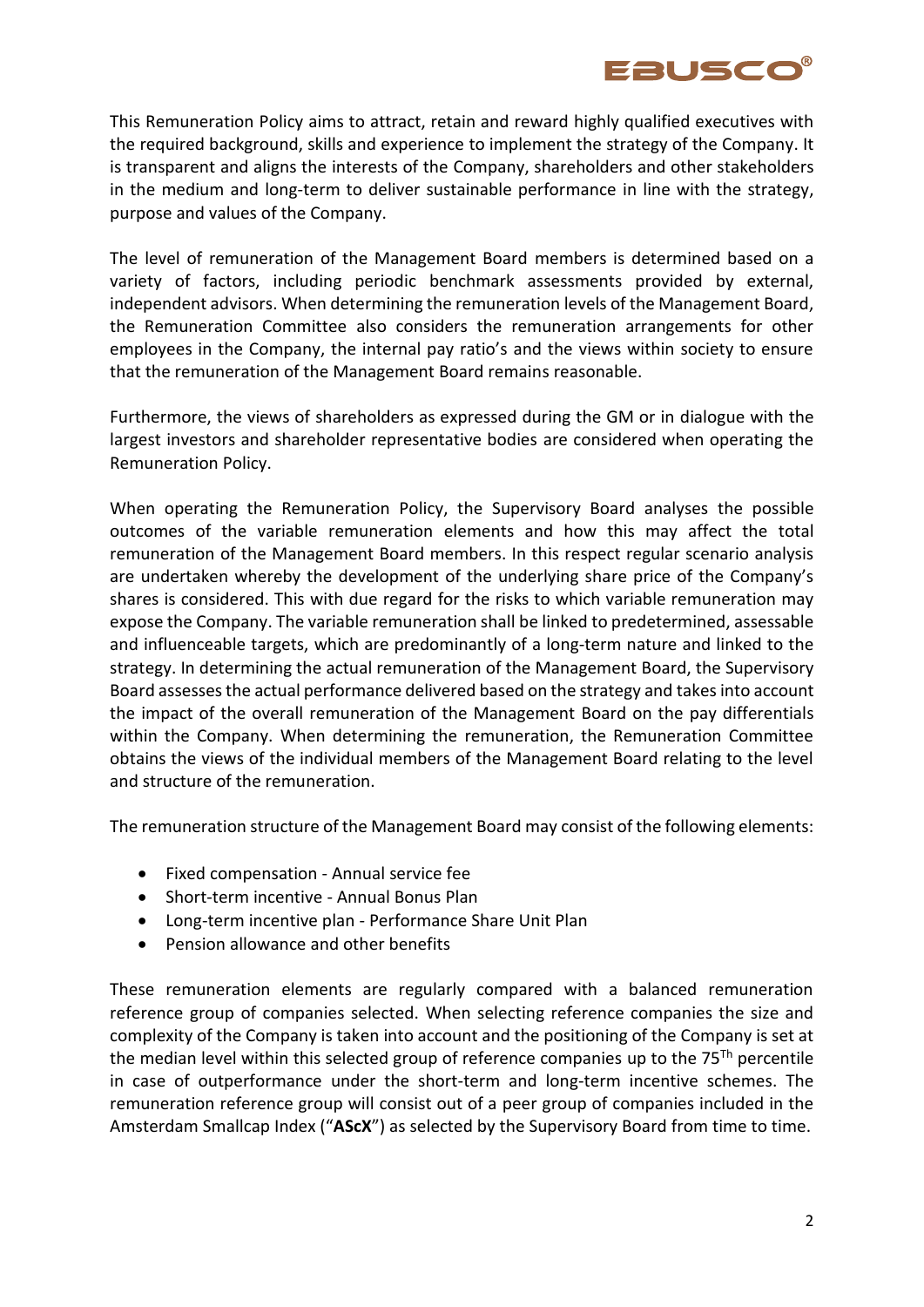This Remuneration Policy aims to attract, retain and reward highly qualified executives with the required background, skills and experience to implement the strategy of the Company. It is transparent and aligns the interests of the Company, shareholders and other stakeholders in the medium and long-term to deliver sustainable performance in line with the strategy, purpose and values of the Company.

The level of remuneration of the Management Board members is determined based on a variety of factors, including periodic benchmark assessments provided by external, independent advisors. When determining the remuneration levels of the Management Board, the Remuneration Committee also considers the remuneration arrangements for other employees in the Company, the internal pay ratio's and the views within society to ensure that the remuneration of the Management Board remains reasonable.

Furthermore, the views of shareholders as expressed during the GM or in dialogue with the largest investors and shareholder representative bodies are considered when operating the Remuneration Policy.

When operating the Remuneration Policy, the Supervisory Board analyses the possible outcomes of the variable remuneration elements and how this may affect the total remuneration of the Management Board members. In this respect regular scenario analysis are undertaken whereby the development of the underlying share price of the Company's shares is considered. This with due regard for the risks to which variable remuneration may expose the Company. The variable remuneration shall be linked to predetermined, assessable and influenceable targets, which are predominantly of a long-term nature and linked to the strategy. In determining the actual remuneration of the Management Board, the Supervisory Board assesses the actual performance delivered based on the strategy and takes into account the impact of the overall remuneration of the Management Board on the pay differentials within the Company. When determining the remuneration, the Remuneration Committee obtains the views of the individual members of the Management Board relating to the level and structure of the remuneration.

The remuneration structure of the Management Board may consist of the following elements:

- Fixed compensation - Annual service fee
- Short-term incentive - Annual Bonus Plan
- Long-term incentive plan - Performance Share Unit Plan
- Pension allowance and other benefits

These remuneration elements are regularly compared with a balanced remuneration reference group of companies selected. When selecting reference companies the size and complexity of the Company is taken into account and the positioning of the Company is set at the median level within this selected group of reference companies up to the 75$^{Th}$ percentile in case of outperformance under the short-term and long-term incentive schemes. The remuneration reference group will consist out of a peer group of companies included in the Amsterdam Smallcap Index ("**AScX**") as selected by the Supervisory Board from time to time.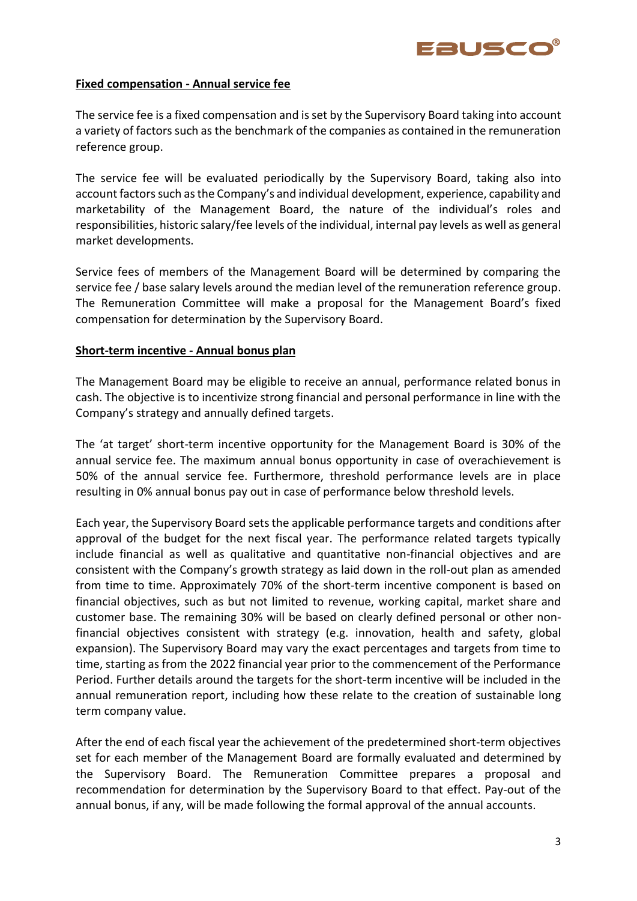**Fixed compensation - Annual service fee**

The service fee is a fixed compensation and is set by the Supervisory Board taking into account a variety of factors such as the benchmark of the companies as contained in the remuneration reference group.

The service fee will be evaluated periodically by the Supervisory Board, taking also into account factors such as the Company's and individual development, experience, capability and marketability of the Management Board, the nature of the individual's roles and responsibilities, historic salary/fee levels of the individual, internal pay levels as well as general market developments.

Service fees of members of the Management Board will be determined by comparing the service fee / base salary levels around the median level of the remuneration reference group. The Remuneration Committee will make a proposal for the Management Board's fixed compensation for determination by the Supervisory Board.

**Short-term incentive - Annual bonus plan**

The Management Board may be eligible to receive an annual, performance related bonus in cash. The objective is to incentivize strong financial and personal performance in line with the Company's strategy and annually defined targets.

The 'at target' short-term incentive opportunity for the Management Board is 30% of the annual service fee. The maximum annual bonus opportunity in case of overachievement is 50% of the annual service fee. Furthermore, threshold performance levels are in place resulting in 0% annual bonus pay out in case of performance below threshold levels.

Each year, the Supervisory Board sets the applicable performance targets and conditions after approval of the budget for the next fiscal year. The performance related targets typically include financial as well as qualitative and quantitative non-financial objectives and are consistent with the Company's growth strategy as laid down in the roll-out plan as amended from time to time. Approximately 70% of the short-term incentive component is based on financial objectives, such as but not limited to revenue, working capital, market share and customer base. The remaining 30% will be based on clearly defined personal or other non-financial objectives consistent with strategy (e.g. innovation, health and safety, global expansion). The Supervisory Board may vary the exact percentages and targets from time to time, starting as from the 2022 financial year prior to the commencement of the Performance Period. Further details around the targets for the short-term incentive will be included in the annual remuneration report, including how these relate to the creation of sustainable long term company value.

After the end of each fiscal year the achievement of the predetermined short-term objectives set for each member of the Management Board are formally evaluated and determined by the Supervisory Board. The Remuneration Committee prepares a proposal and recommendation for determination by the Supervisory Board to that effect. Pay-out of the annual bonus, if any, will be made following the formal approval of the annual accounts.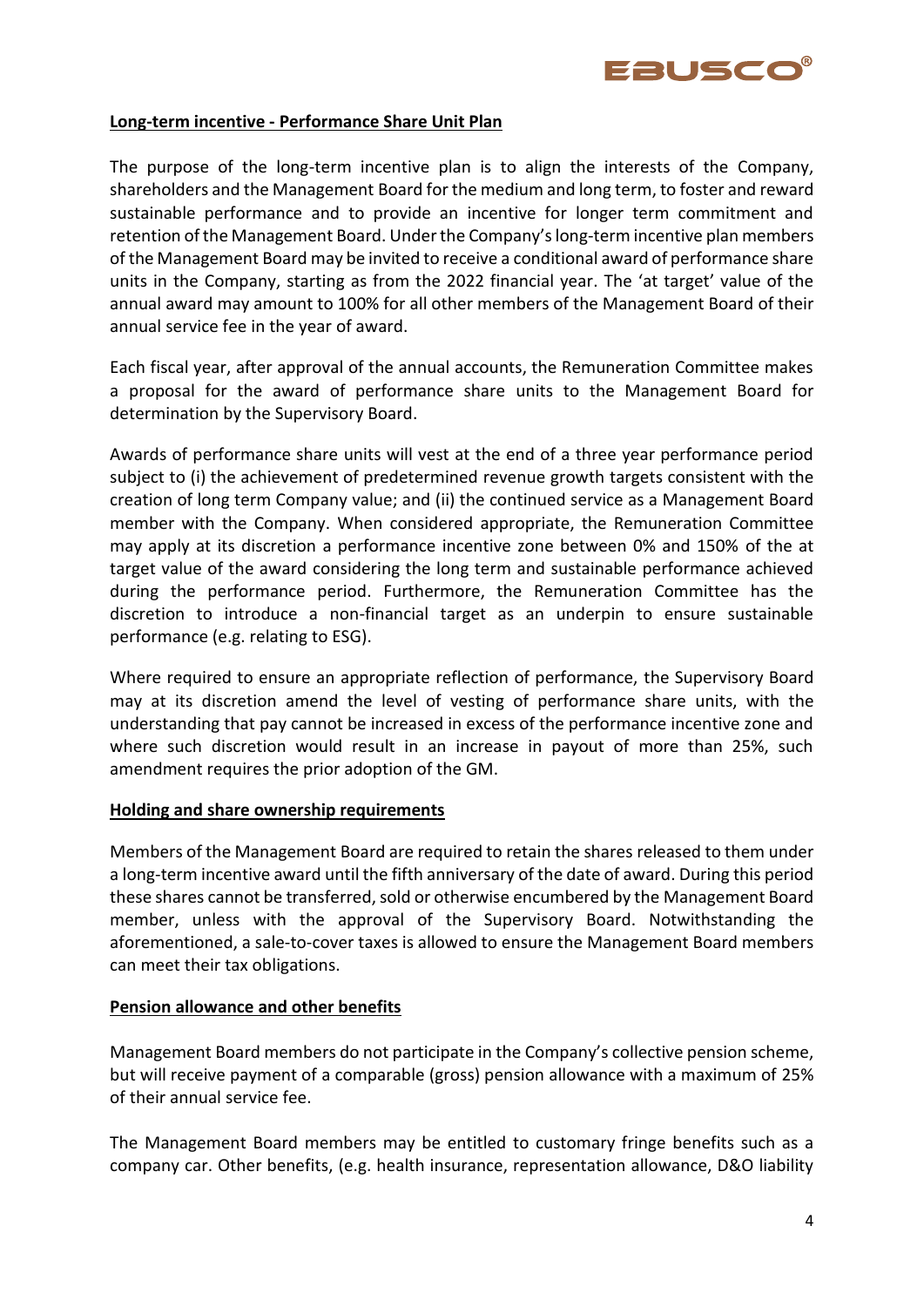**Long-term incentive - Performance Share Unit Plan**

The purpose of the long-term incentive plan is to align the interests of the Company, shareholders and the Management Board for the medium and long term, to foster and reward sustainable performance and to provide an incentive for longer term commitment and retention of the Management Board. Under the Company's long-term incentive plan members of the Management Board may be invited to receive a conditional award of performance share units in the Company, starting as from the 2022 financial year. The 'at target' value of the annual award may amount to 100% for all other members of the Management Board of their annual service fee in the year of award.

Each fiscal year, after approval of the annual accounts, the Remuneration Committee makes a proposal for the award of performance share units to the Management Board for determination by the Supervisory Board.

Awards of performance share units will vest at the end of a three year performance period subject to (i) the achievement of predetermined revenue growth targets consistent with the creation of long term Company value; and (ii) the continued service as a Management Board member with the Company. When considered appropriate, the Remuneration Committee may apply at its discretion a performance incentive zone between 0% and 150% of the at target value of the award considering the long term and sustainable performance achieved during the performance period. Furthermore, the Remuneration Committee has the discretion to introduce a non-financial target as an underpin to ensure sustainable performance (e.g. relating to ESG).

Where required to ensure an appropriate reflection of performance, the Supervisory Board may at its discretion amend the level of vesting of performance share units, with the understanding that pay cannot be increased in excess of the performance incentive zone and where such discretion would result in an increase in payout of more than 25%, such amendment requires the prior adoption of the GM.

**Holding and share ownership requirements**

Members of the Management Board are required to retain the shares released to them under a long-term incentive award until the fifth anniversary of the date of award. During this period these shares cannot be transferred, sold or otherwise encumbered by the Management Board member, unless with the approval of the Supervisory Board. Notwithstanding the aforementioned, a sale-to-cover taxes is allowed to ensure the Management Board members can meet their tax obligations.

**Pension allowance and other benefits**

Management Board members do not participate in the Company's collective pension scheme, but will receive payment of a comparable (gross) pension allowance with a maximum of 25% of their annual service fee.

The Management Board members may be entitled to customary fringe benefits such as a company car. Other benefits, (e.g. health insurance, representation allowance, D&O liability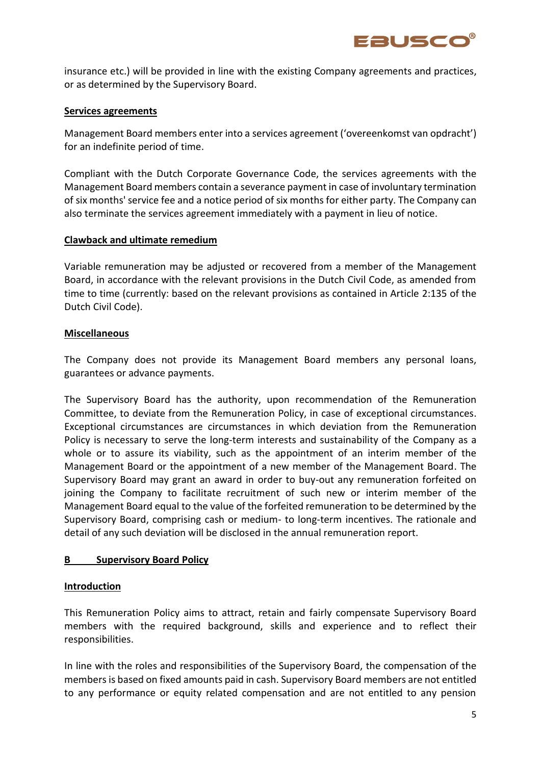insurance etc.) will be provided in line with the existing Company agreements and practices, or as determined by the Supervisory Board.

**Services agreements**

Management Board members enter into a services agreement ('overeenkomst van opdracht') for an indefinite period of time.

Compliant with the Dutch Corporate Governance Code, the services agreements with the Management Board members contain a severance payment in case of involuntary termination of six months' service fee and a notice period of six months for either party. The Company can also terminate the services agreement immediately with a payment in lieu of notice.

**Clawback and ultimate remedium**

Variable remuneration may be adjusted or recovered from a member of the Management Board, in accordance with the relevant provisions in the Dutch Civil Code, as amended from time to time (currently: based on the relevant provisions as contained in Article 2:135 of the Dutch Civil Code).

**Miscellaneous**

The Company does not provide its Management Board members any personal loans, guarantees or advance payments.

The Supervisory Board has the authority, upon recommendation of the Remuneration Committee, to deviate from the Remuneration Policy, in case of exceptional circumstances. Exceptional circumstances are circumstances in which deviation from the Remuneration Policy is necessary to serve the long-term interests and sustainability of the Company as a whole or to assure its viability, such as the appointment of an interim member of the Management Board or the appointment of a new member of the Management Board. The Supervisory Board may grant an award in order to buy-out any remuneration forfeited on joining the Company to facilitate recruitment of such new or interim member of the Management Board equal to the value of the forfeited remuneration to be determined by the Supervisory Board, comprising cash or medium- to long-term incentives. The rationale and detail of any such deviation will be disclosed in the annual remuneration report.

## B Supervisory Board Policy

**Introduction**

This Remuneration Policy aims to attract, retain and fairly compensate Supervisory Board members with the required background, skills and experience and to reflect their responsibilities.

In line with the roles and responsibilities of the Supervisory Board, the compensation of the members is based on fixed amounts paid in cash. Supervisory Board members are not entitled to any performance or equity related compensation and are not entitled to any pension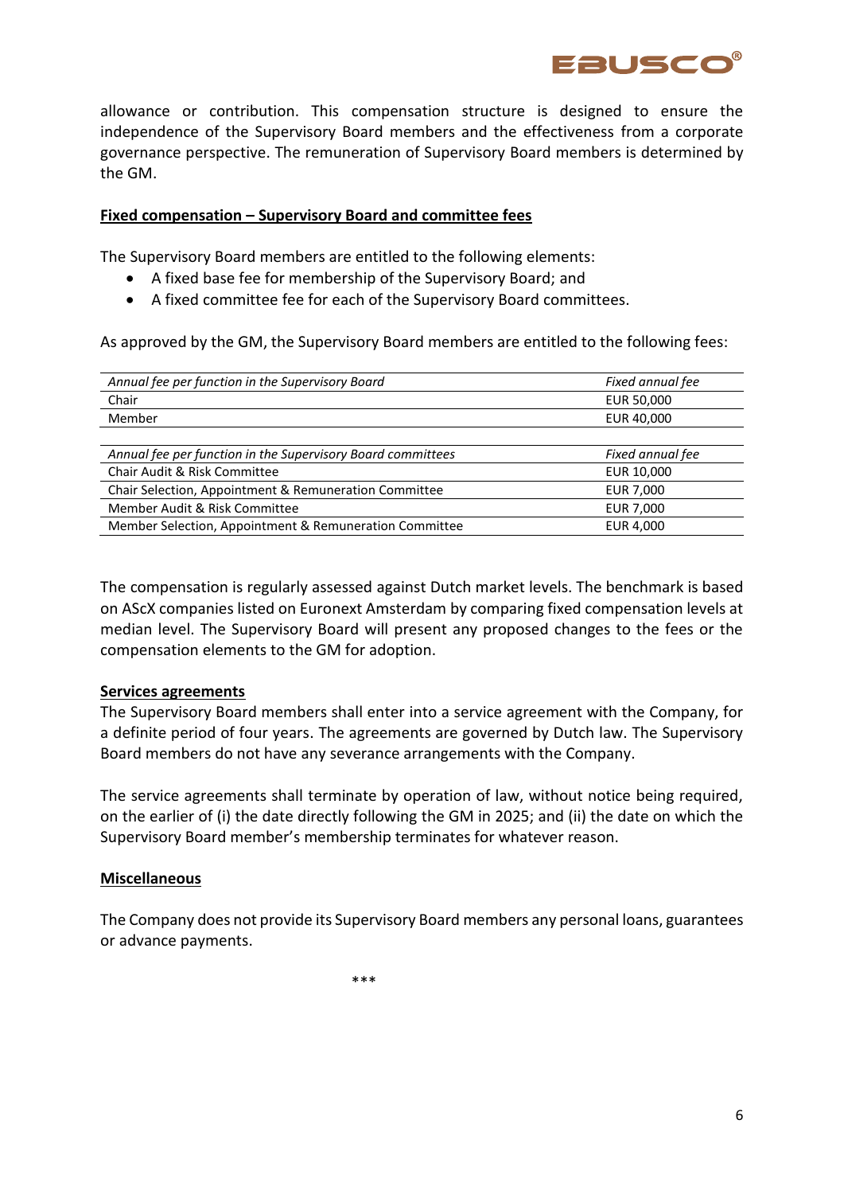allowance or contribution. This compensation structure is designed to ensure the independence of the Supervisory Board members and the effectiveness from a corporate governance perspective. The remuneration of Supervisory Board members is determined by the GM.

**Fixed compensation – Supervisory Board and committee fees**

The Supervisory Board members are entitled to the following elements:

- A fixed base fee for membership of the Supervisory Board; and
- A fixed committee fee for each of the Supervisory Board committees.

As approved by the GM, the Supervisory Board members are entitled to the following fees:

| *Annual fee per function in the Supervisory Board* | *Fixed annual fee* |
|---|---|
| Chair | EUR 50,000 |
| Member | EUR 40,000 |

| *Annual fee per function in the Supervisory Board committees* | *Fixed annual fee* |
|---|---|
| Chair Audit & Risk Committee | EUR 10,000 |
| Chair Selection, Appointment & Remuneration Committee | EUR 7,000 |
| Member Audit & Risk Committee | EUR 7,000 |
| Member Selection, Appointment & Remuneration Committee | EUR 4,000 |

The compensation is regularly assessed against Dutch market levels. The benchmark is based on AScX companies listed on Euronext Amsterdam by comparing fixed compensation levels at median level. The Supervisory Board will present any proposed changes to the fees or the compensation elements to the GM for adoption.

**Services agreements**

The Supervisory Board members shall enter into a service agreement with the Company, for a definite period of four years. The agreements are governed by Dutch law. The Supervisory Board members do not have any severance arrangements with the Company.

The service agreements shall terminate by operation of law, without notice being required, on the earlier of (i) the date directly following the GM in 2025; and (ii) the date on which the Supervisory Board member's membership terminates for whatever reason.

**Miscellaneous**

The Company does not provide its Supervisory Board members any personal loans, guarantees or advance payments.

***